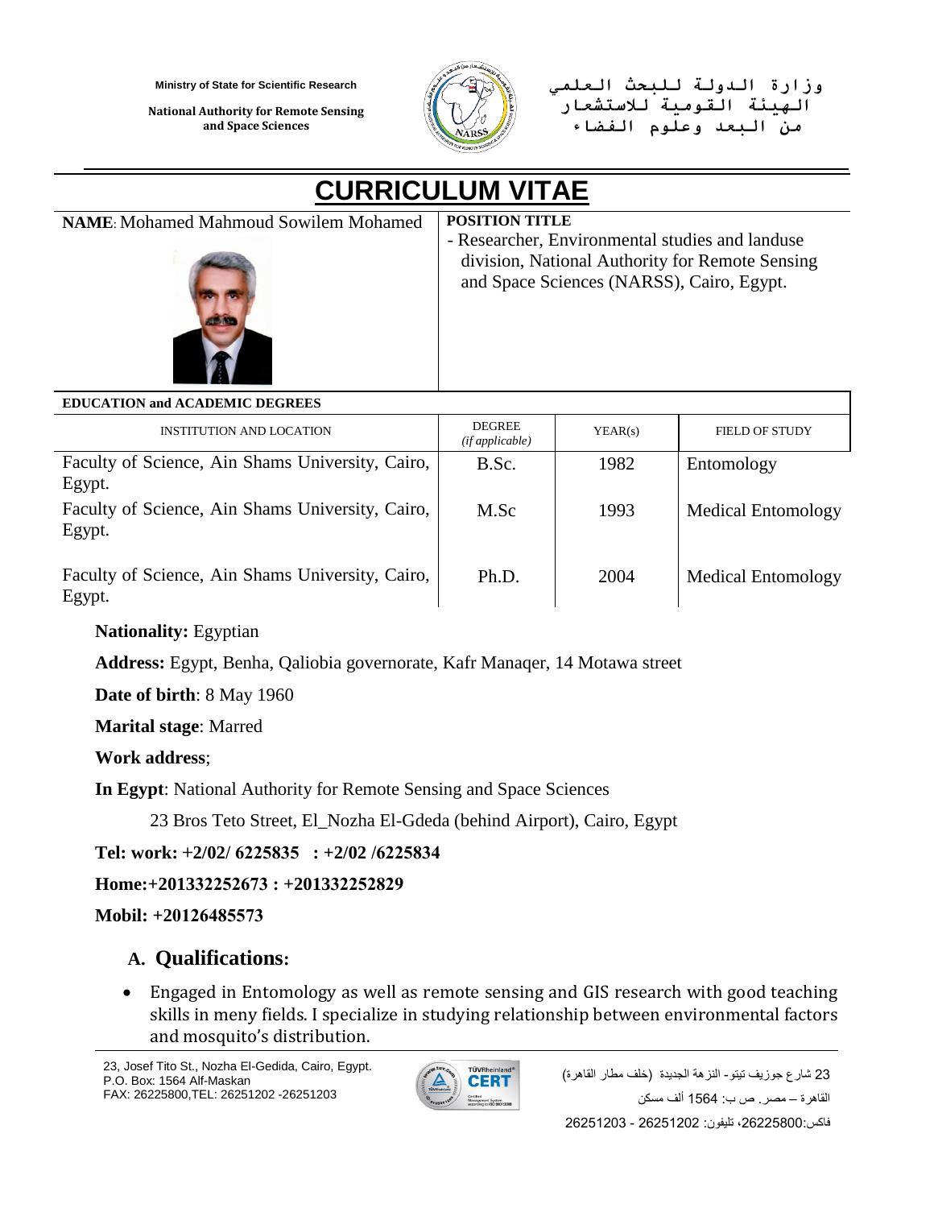Ministry of State for Scientific Research

National Authority for Remote Sensing and Space Sciences

وزارة الدولة للبحث العلمي
الهيئة القومية للاستشعار
من البعد وعلوم الفضاء

# CURRICULUM VITAE

**NAME**: Mohamed Mahmoud Sowilem Mohamed

**POSITION TITLE**

- Researcher, Environmental studies and landuse division, National Authority for Remote Sensing and Space Sciences (NARSS), Cairo, Egypt.

**EDUCATION and ACADEMIC DEGREES**

| INSTITUTION AND LOCATION | DEGREE *(if applicable)* | YEAR(s) | FIELD OF STUDY |
|---|---|---|---|
| Faculty of Science, Ain Shams University, Cairo, Egypt. | B.Sc. | 1982 | Entomology |
| Faculty of Science, Ain Shams University, Cairo, Egypt. | M.Sc | 1993 | Medical Entomology |
| Faculty of Science, Ain Shams University, Cairo, Egypt. | Ph.D. | 2004 | Medical Entomology |

**Nationality:** Egyptian

**Address:** Egypt, Benha, Qaliobia governorate, Kafr Manaqer, 14 Motawa street

**Date of birth**: 8 May 1960

**Marital stage**: Marred

**Work address**;

**In Egypt**: National Authority for Remote Sensing and Space Sciences

23 Bros Teto Street, El_Nozha El-Gdeda (behind Airport), Cairo, Egypt

**Tel: work: +2/02/ 6225835 : +2/02 /6225834**

**Home:+201332252673 : +201332252829**

**Mobil: +20126485573**

## A. Qualifications:

- Engaged in Entomology as well as remote sensing and GIS research with good teaching skills in meny fields. I specialize in studying relationship between environmental factors and mosquito's distribution.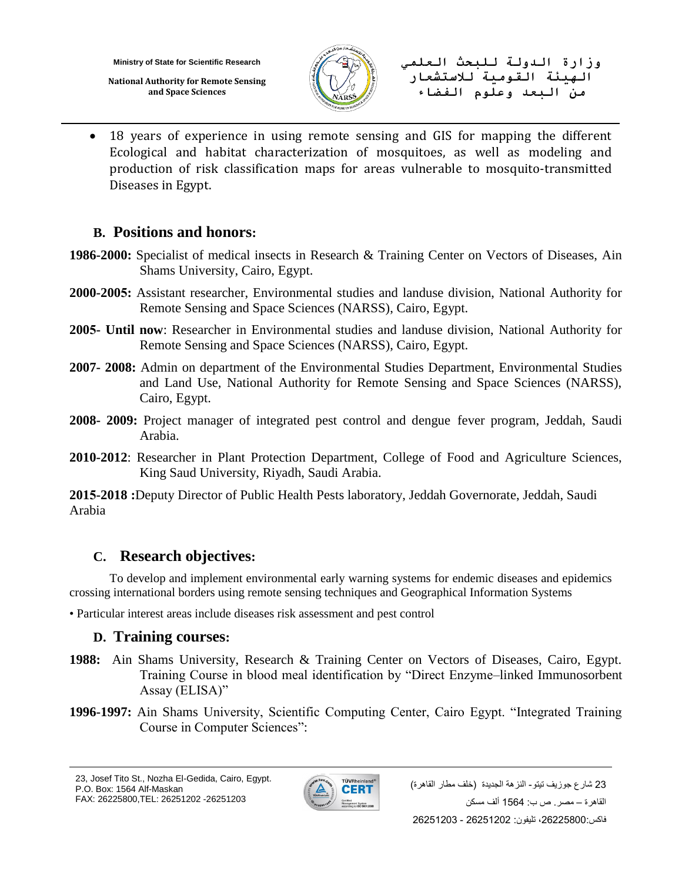- 18 years of experience in using remote sensing and GIS for mapping the different Ecological and habitat characterization of mosquitoes, as well as modeling and production of risk classification maps for areas vulnerable to mosquito-transmitted Diseases in Egypt.

## B. Positions and honors:

**1986-2000:** Specialist of medical insects in Research & Training Center on Vectors of Diseases, Ain Shams University, Cairo, Egypt.

**2000-2005:** Assistant researcher, Environmental studies and landuse division, National Authority for Remote Sensing and Space Sciences (NARSS), Cairo, Egypt.

**2005- Until now**: Researcher in Environmental studies and landuse division, National Authority for Remote Sensing and Space Sciences (NARSS), Cairo, Egypt.

**2007- 2008:** Admin on department of the Environmental Studies Department, Environmental Studies and Land Use, National Authority for Remote Sensing and Space Sciences (NARSS), Cairo, Egypt.

**2008- 2009:** Project manager of integrated pest control and dengue fever program, Jeddah, Saudi Arabia.

**2010-2012**: Researcher in Plant Protection Department, College of Food and Agriculture Sciences, King Saud University, Riyadh, Saudi Arabia.

**2015-2018 :**Deputy Director of Public Health Pests laboratory, Jeddah Governorate, Jeddah, Saudi Arabia

## C. Research objectives:

To develop and implement environmental early warning systems for endemic diseases and epidemics crossing international borders using remote sensing techniques and Geographical Information Systems

- Particular interest areas include diseases risk assessment and pest control

## D. Training courses:

**1988:** Ain Shams University, Research & Training Center on Vectors of Diseases, Cairo, Egypt. Training Course in blood meal identification by "Direct Enzyme–linked Immunosorbent Assay (ELISA)"

**1996-1997:** Ain Shams University, Scientific Computing Center, Cairo Egypt. "Integrated Training Course in Computer Sciences":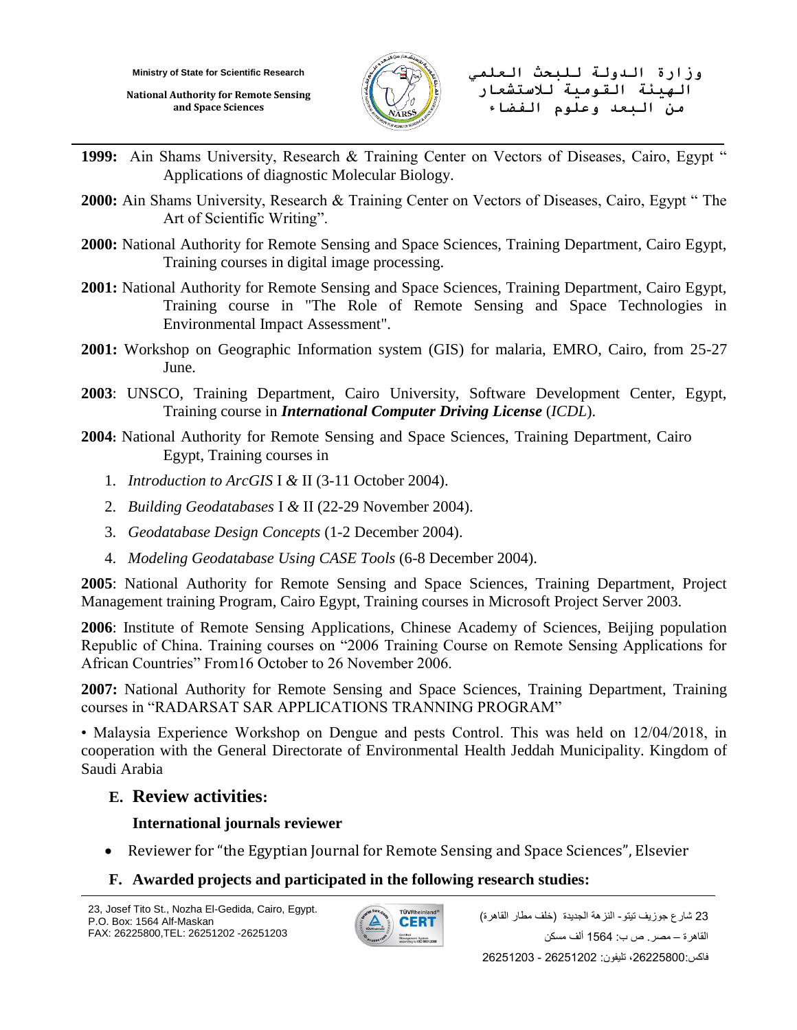**1999:** Ain Shams University, Research & Training Center on Vectors of Diseases, Cairo, Egypt " Applications of diagnostic Molecular Biology.

**2000:** Ain Shams University, Research & Training Center on Vectors of Diseases, Cairo, Egypt " The Art of Scientific Writing".

**2000:** National Authority for Remote Sensing and Space Sciences, Training Department, Cairo Egypt, Training courses in digital image processing.

**2001:** National Authority for Remote Sensing and Space Sciences, Training Department, Cairo Egypt, Training course in "The Role of Remote Sensing and Space Technologies in Environmental Impact Assessment".

**2001:** Workshop on Geographic Information system (GIS) for malaria, EMRO, Cairo, from 25-27 June.

**2003**: UNSCO, Training Department, Cairo University, Software Development Center, Egypt, Training course in ***International Computer Driving License*** (*ICDL*).

**2004**: National Authority for Remote Sensing and Space Sciences, Training Department, Cairo Egypt, Training courses in

1. *Introduction to ArcGIS* I *&* II (3-11 October 2004).
2. *Building Geodatabases* I *&* II (22-29 November 2004).
3. *Geodatabase Design Concepts* (1-2 December 2004).
4. *Modeling Geodatabase Using CASE Tools* (6-8 December 2004).

**2005**: National Authority for Remote Sensing and Space Sciences, Training Department, Project Management training Program, Cairo Egypt, Training courses in Microsoft Project Server 2003.

**2006**: Institute of Remote Sensing Applications, Chinese Academy of Sciences, Beijing population Republic of China. Training courses on "2006 Training Course on Remote Sensing Applications for African Countries" From16 October to 26 November 2006.

**2007:** National Authority for Remote Sensing and Space Sciences, Training Department, Training courses in "RADARSAT SAR APPLICATIONS TRANNING PROGRAM"

• Malaysia Experience Workshop on Dengue and pests Control. This was held on 12/04/2018, in cooperation with the General Directorate of Environmental Health Jeddah Municipality. Kingdom of Saudi Arabia

## E. Review activities:

### International journals reviewer

- Reviewer for "the Egyptian Journal for Remote Sensing and Space Sciences", Elsevier

## F. Awarded projects and participated in the following research studies: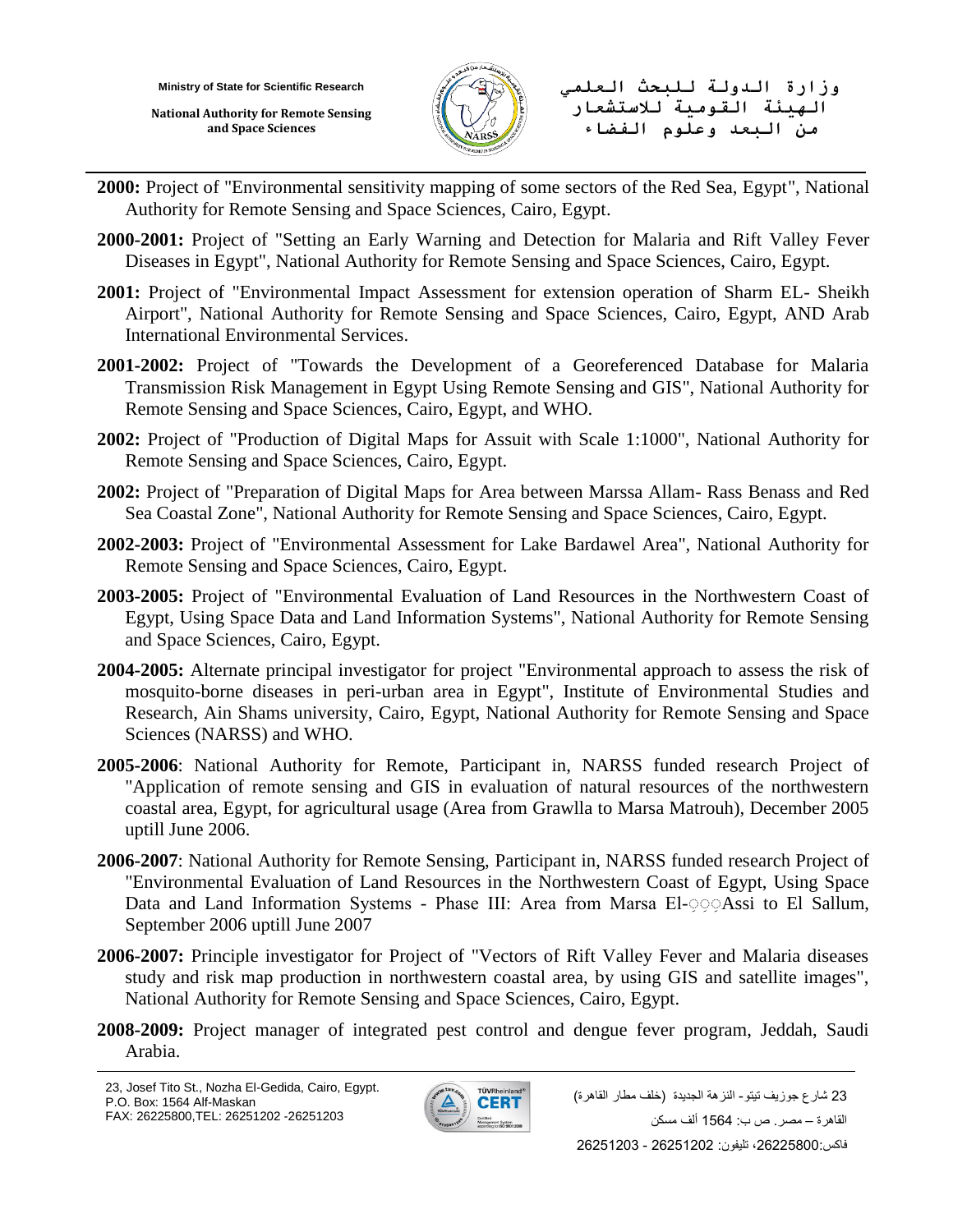- **2000:** Project of "Environmental sensitivity mapping of some sectors of the Red Sea, Egypt", National Authority for Remote Sensing and Space Sciences, Cairo, Egypt.
- **2000-2001:** Project of "Setting an Early Warning and Detection for Malaria and Rift Valley Fever Diseases in Egypt", National Authority for Remote Sensing and Space Sciences, Cairo, Egypt.
- **2001:** Project of "Environmental Impact Assessment for extension operation of Sharm EL- Sheikh Airport", National Authority for Remote Sensing and Space Sciences, Cairo, Egypt, AND Arab International Environmental Services.
- **2001-2002:** Project of "Towards the Development of a Georeferenced Database for Malaria Transmission Risk Management in Egypt Using Remote Sensing and GIS", National Authority for Remote Sensing and Space Sciences, Cairo, Egypt, and WHO.
- **2002:** Project of "Production of Digital Maps for Assuit with Scale 1:1000", National Authority for Remote Sensing and Space Sciences, Cairo, Egypt.
- **2002:** Project of "Preparation of Digital Maps for Area between Marssa Allam- Rass Benass and Red Sea Coastal Zone", National Authority for Remote Sensing and Space Sciences, Cairo, Egypt.
- **2002-2003:** Project of "Environmental Assessment for Lake Bardawel Area", National Authority for Remote Sensing and Space Sciences, Cairo, Egypt.
- **2003-2005:** Project of "Environmental Evaluation of Land Resources in the Northwestern Coast of Egypt, Using Space Data and Land Information Systems", National Authority for Remote Sensing and Space Sciences, Cairo, Egypt.
- **2004-2005:** Alternate principal investigator for project "Environmental approach to assess the risk of mosquito-borne diseases in peri-urban area in Egypt", Institute of Environmental Studies and Research, Ain Shams university, Cairo, Egypt, National Authority for Remote Sensing and Space Sciences (NARSS) and WHO.
- **2005-2006**: National Authority for Remote, Participant in, NARSS funded research Project of "Application of remote sensing and GIS in evaluation of natural resources of the northwestern coastal area, Egypt, for agricultural usage (Area from Grawlla to Marsa Matrouh), December 2005 uptill June 2006.
- **2006-2007**: National Authority for Remote Sensing, Participant in, NARSS funded research Project of "Environmental Evaluation of Land Resources in the Northwestern Coast of Egypt, Using Space Data and Land Information Systems - Phase III: Area from Marsa El-Assi to El Sallum, September 2006 uptill June 2007
- **2006-2007:** Principle investigator for Project of "Vectors of Rift Valley Fever and Malaria diseases study and risk map production in northwestern coastal area, by using GIS and satellite images", National Authority for Remote Sensing and Space Sciences, Cairo, Egypt.
- **2008-2009:** Project manager of integrated pest control and dengue fever program, Jeddah, Saudi Arabia.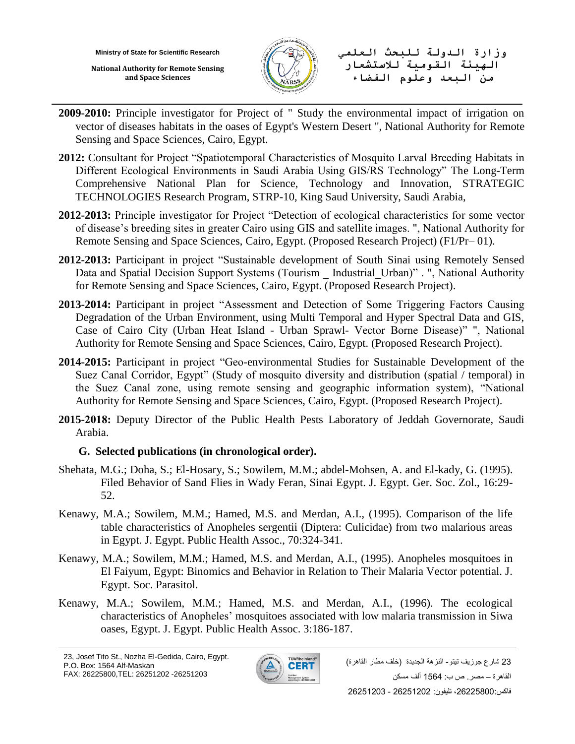**2009-2010:** Principle investigator for Project of " Study the environmental impact of irrigation on vector of diseases habitats in the oases of Egypt's Western Desert ", National Authority for Remote Sensing and Space Sciences, Cairo, Egypt.

**2012:** Consultant for Project "Spatiotemporal Characteristics of Mosquito Larval Breeding Habitats in Different Ecological Environments in Saudi Arabia Using GIS/RS Technology" The Long-Term Comprehensive National Plan for Science, Technology and Innovation, STRATEGIC TECHNOLOGIES Research Program, STRP-10, King Saud University, Saudi Arabia,

**2012-2013:** Principle investigator for Project "Detection of ecological characteristics for some vector of disease's breeding sites in greater Cairo using GIS and satellite images. ", National Authority for Remote Sensing and Space Sciences, Cairo, Egypt. (Proposed Research Project) (F1/Pr– 01).

**2012-2013:** Participant in project "Sustainable development of South Sinai using Remotely Sensed Data and Spatial Decision Support Systems (Tourism _ Industrial_Urban)" . ", National Authority for Remote Sensing and Space Sciences, Cairo, Egypt. (Proposed Research Project).

**2013-2014:** Participant in project "Assessment and Detection of Some Triggering Factors Causing Degradation of the Urban Environment, using Multi Temporal and Hyper Spectral Data and GIS, Case of Cairo City (Urban Heat Island - Urban Sprawl- Vector Borne Disease)" ", National Authority for Remote Sensing and Space Sciences, Cairo, Egypt. (Proposed Research Project).

**2014-2015:** Participant in project "Geo-environmental Studies for Sustainable Development of the Suez Canal Corridor, Egypt" (Study of mosquito diversity and distribution (spatial / temporal) in the Suez Canal zone, using remote sensing and geographic information system), "National Authority for Remote Sensing and Space Sciences, Cairo, Egypt. (Proposed Research Project).

**2015-2018:** Deputy Director of the Public Health Pests Laboratory of Jeddah Governorate, Saudi Arabia.

## G. Selected publications (in chronological order).

Shehata, M.G.; Doha, S.; El-Hosary, S.; Sowilem, M.M.; abdel-Mohsen, A. and El-kady, G. (1995). Filed Behavior of Sand Flies in Wady Feran, Sinai Egypt. J. Egypt. Ger. Soc. Zol., 16:29-52.

Kenawy, M.A.; Sowilem, M.M.; Hamed, M.S. and Merdan, A.I., (1995). Comparison of the life table characteristics of Anopheles sergentii (Diptera: Culicidae) from two malarious areas in Egypt. J. Egypt. Public Health Assoc., 70:324-341.

Kenawy, M.A.; Sowilem, M.M.; Hamed, M.S. and Merdan, A.I., (1995). Anopheles mosquitoes in El Faiyum, Egypt: Binomics and Behavior in Relation to Their Malaria Vector potential. J. Egypt. Soc. Parasitol.

Kenawy, M.A.; Sowilem, M.M.; Hamed, M.S. and Merdan, A.I., (1996). The ecological characteristics of Anopheles' mosquitoes associated with low malaria transmission in Siwa oases, Egypt. J. Egypt. Public Health Assoc. 3:186-187.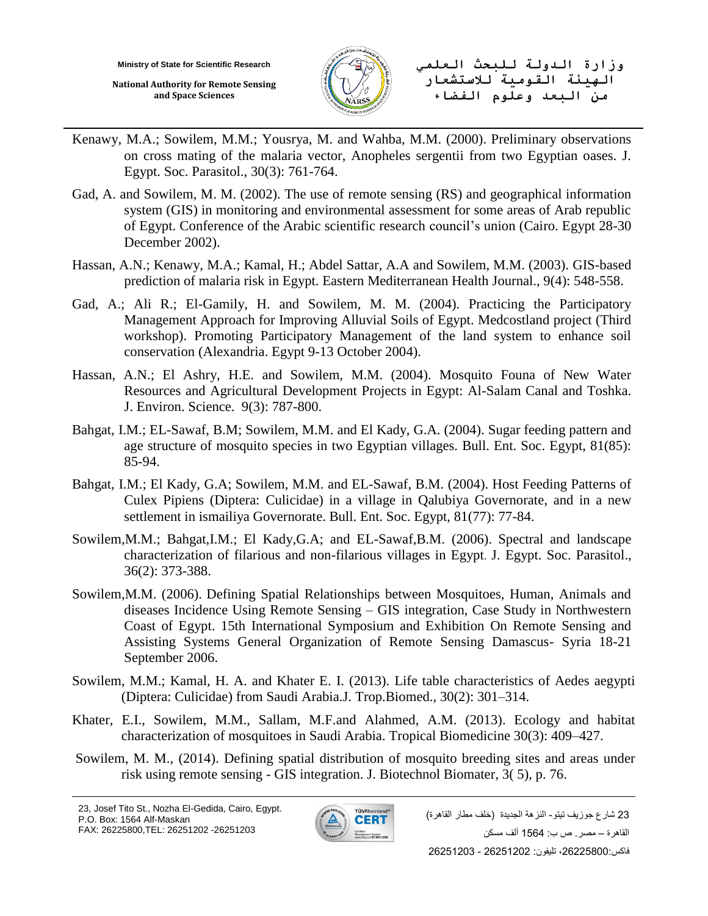Kenawy, M.A.; Sowilem, M.M.; Yousrya, M. and Wahba, M.M. (2000). Preliminary observations on cross mating of the malaria vector, Anopheles sergentii from two Egyptian oases. J. Egypt. Soc. Parasitol., 30(3): 761-764.

Gad, A. and Sowilem, M. M. (2002). The use of remote sensing (RS) and geographical information system (GIS) in monitoring and environmental assessment for some areas of Arab republic of Egypt. Conference of the Arabic scientific research council's union (Cairo. Egypt 28-30 December 2002).

Hassan, A.N.; Kenawy, M.A.; Kamal, H.; Abdel Sattar, A.A and Sowilem, M.M. (2003). GIS-based prediction of malaria risk in Egypt. Eastern Mediterranean Health Journal., 9(4): 548-558.

Gad, A.; Ali R.; El-Gamily, H. and Sowilem, M. M. (2004). Practicing the Participatory Management Approach for Improving Alluvial Soils of Egypt. Medcostland project (Third workshop). Promoting Participatory Management of the land system to enhance soil conservation (Alexandria. Egypt 9-13 October 2004).

Hassan, A.N.; El Ashry, H.E. and Sowilem, M.M. (2004). Mosquito Founa of New Water Resources and Agricultural Development Projects in Egypt: Al-Salam Canal and Toshka. J. Environ. Science. 9(3): 787-800.

Bahgat, I.M.; EL-Sawaf, B.M; Sowilem, M.M. and El Kady, G.A. (2004). Sugar feeding pattern and age structure of mosquito species in two Egyptian villages. Bull. Ent. Soc. Egypt, 81(85): 85-94.

Bahgat, I.M.; El Kady, G.A; Sowilem, M.M. and EL-Sawaf, B.M. (2004). Host Feeding Patterns of Culex Pipiens (Diptera: Culicidae) in a village in Qalubiya Governorate, and in a new settlement in ismailiya Governorate. Bull. Ent. Soc. Egypt, 81(77): 77-84.

Sowilem,M.M.; Bahgat,I.M.; El Kady,G.A; and EL-Sawaf,B.M. (2006). Spectral and landscape characterization of filarious and non-filarious villages in Egypt. J. Egypt. Soc. Parasitol., 36(2): 373-388.

Sowilem,M.M. (2006). Defining Spatial Relationships between Mosquitoes, Human, Animals and diseases Incidence Using Remote Sensing – GIS integration, Case Study in Northwestern Coast of Egypt. 15th International Symposium and Exhibition On Remote Sensing and Assisting Systems General Organization of Remote Sensing Damascus- Syria 18-21 September 2006.

Sowilem, M.M.; Kamal, H. A. and Khater E. I. (2013). Life table characteristics of Aedes aegypti (Diptera: Culicidae) from Saudi Arabia.J. Trop.Biomed., 30(2): 301–314.

Khater, E.I., Sowilem, M.M., Sallam, M.F.and Alahmed, A.M. (2013). Ecology and habitat characterization of mosquitoes in Saudi Arabia. Tropical Biomedicine 30(3): 409–427.

Sowilem, M. M., (2014). Defining spatial distribution of mosquito breeding sites and areas under risk using remote sensing - GIS integration. J. Biotechnol Biomater, 3( 5), p. 76.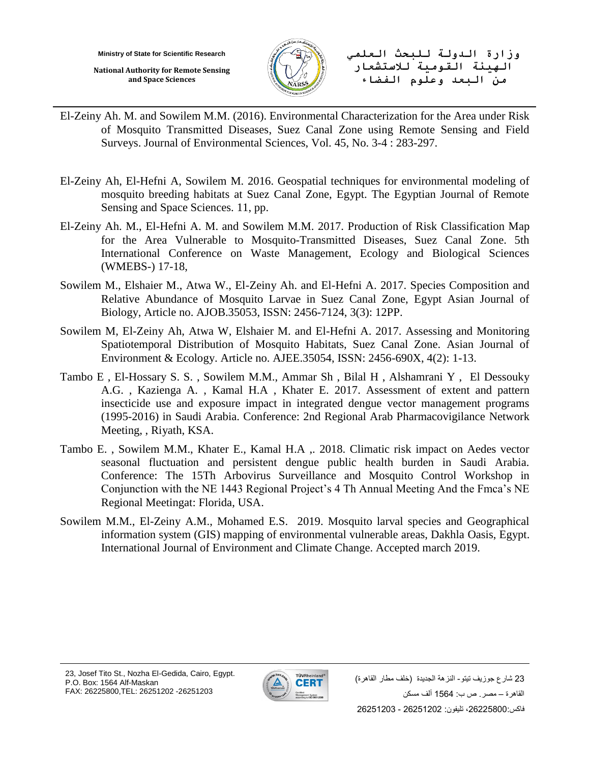El-Zeiny Ah. M. and Sowilem M.M. (2016). Environmental Characterization for the Area under Risk of Mosquito Transmitted Diseases, Suez Canal Zone using Remote Sensing and Field Surveys. Journal of Environmental Sciences, Vol. 45, No. 3-4 : 283-297.

El-Zeiny Ah, El-Hefni A, Sowilem M. 2016. Geospatial techniques for environmental modeling of mosquito breeding habitats at Suez Canal Zone, Egypt. The Egyptian Journal of Remote Sensing and Space Sciences. 11, pp.

El-Zeiny Ah. M., El-Hefni A. M. and Sowilem M.M. 2017. Production of Risk Classification Map for the Area Vulnerable to Mosquito-Transmitted Diseases, Suez Canal Zone. 5th International Conference on Waste Management, Ecology and Biological Sciences (WMEBS-) 17-18,

Sowilem M., Elshaier M., Atwa W., El-Zeiny Ah. and El-Hefni A. 2017. Species Composition and Relative Abundance of Mosquito Larvae in Suez Canal Zone, Egypt Asian Journal of Biology, Article no. AJOB.35053, ISSN: 2456-7124, 3(3): 12PP.

Sowilem M, El-Zeiny Ah, Atwa W, Elshaier M. and El-Hefni A. 2017. Assessing and Monitoring Spatiotemporal Distribution of Mosquito Habitats, Suez Canal Zone. Asian Journal of Environment & Ecology. Article no. AJEE.35054, ISSN: 2456-690X, 4(2): 1-13.

Tambo E , El-Hossary S. S. , Sowilem M.M., Ammar Sh , Bilal H , Alshamrani Y , El Dessouky A.G. , Kazienga A. , Kamal H.A , Khater E. 2017. Assessment of extent and pattern insecticide use and exposure impact in integrated dengue vector management programs (1995-2016) in Saudi Arabia. Conference: 2nd Regional Arab Pharmacovigilance Network Meeting, , Riyath, KSA.

Tambo E. , Sowilem M.M., Khater E., Kamal H.A ,. 2018. Climatic risk impact on Aedes vector seasonal fluctuation and persistent dengue public health burden in Saudi Arabia. Conference: The 15Th Arbovirus Surveillance and Mosquito Control Workshop in Conjunction with the NE 1443 Regional Project's 4 Th Annual Meeting And the Fmca's NE Regional Meetingat: Florida, USA.

Sowilem M.M., El-Zeiny A.M., Mohamed E.S. 2019. Mosquito larval species and Geographical information system (GIS) mapping of environmental vulnerable areas, Dakhla Oasis, Egypt. International Journal of Environment and Climate Change. Accepted march 2019.